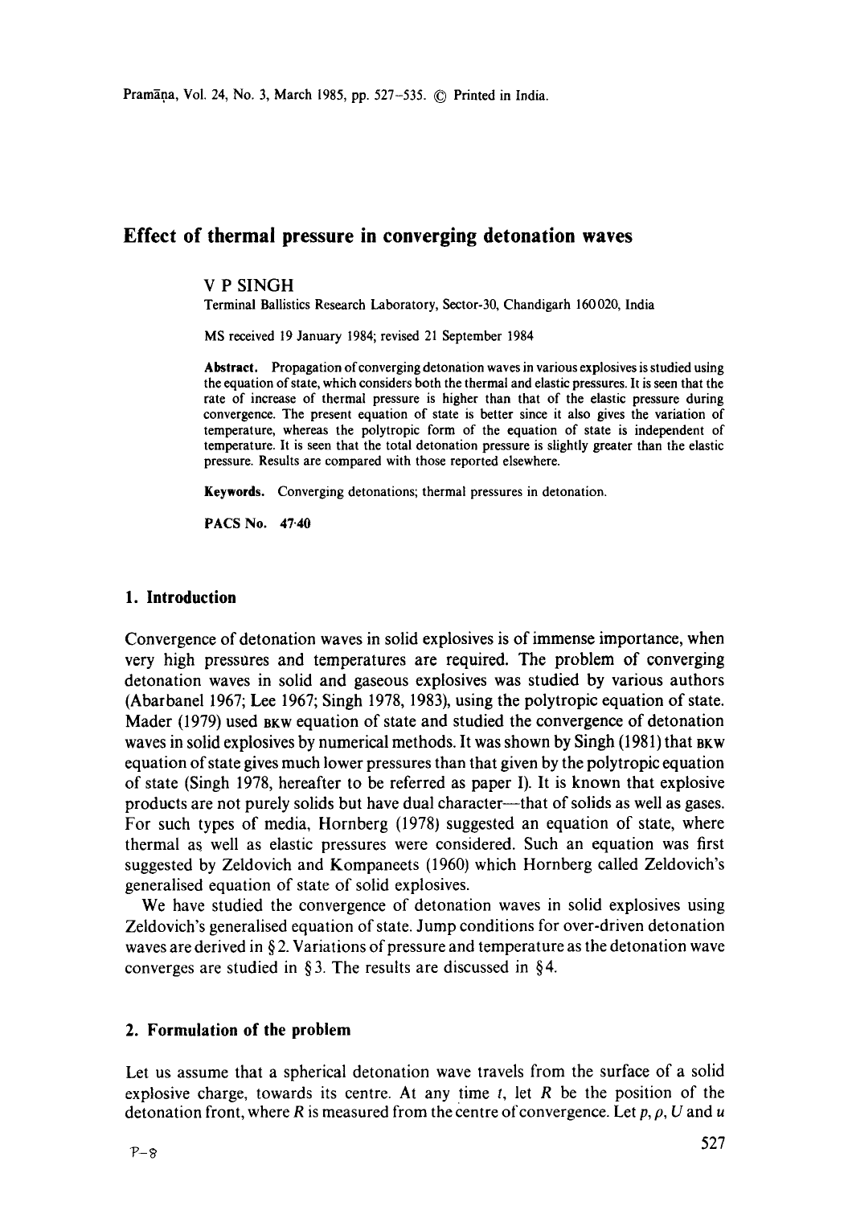# Effect of thermal pressure in converging detonation waves

V P SINGH

Terminal Ballistics Research Laboratory, Sector-30, Chandigarh 160020, India

MS received 19 January 1984; revised 21 September 1984

**Abstract.** Propagation of converging detonation waves in various explosives is studied using the equation of state, which considers both the thermal and elastic pressures. It is seen that the rate of increase of thermal pressure is higher than that of the elastic pressure during convergence. The present equation of state is better since it also gives the variation of temperature, whereas the polytropic form of the equation of state is independent of temperature. It is seen that the total detonation pressure is slightly greater than the elastic pressure. Results are compared with those reported elsewhere.

**Keywords.** Converging detonations; thermal pressures in detonation.

**PACS No.** 47·40

## 1. Introduction

Convergence of detonation waves in solid explosives is of immense importance, when very high pressures and temperatures are required. The problem of converging detonation waves in solid and gaseous explosives was studied by various authors (Abarbanel 1967; Lee 1967; Singh 1978, 1983), using the polytropic equation of state. Mader (1979) used BKW equation of state and studied the convergence of detonation waves in solid explosives by numerical methods. It was shown by Singh (1981) that BKW equation of state gives much lower pressures than that given by the polytropic equation of state (Singh 1978, hereafter to be referred as paper I). It is known that explosive products are not purely solids but have dual character—that of solids as well as gases. For such types of media, Hornberg (1978) suggested an equation of state, where thermal as well as elastic pressures were considered. Such an equation was first suggested by Zeldovich and Kompaneets (1960) which Hornberg called Zeldovich's generalised equation of state of solid explosives.

We have studied the convergence of detonation waves in solid explosives using Zeldovich's generalised equation of state. Jump conditions for over-driven detonation waves are derived in § 2. Variations of pressure and temperature as the detonation wave converges are studied in § 3. The results are discussed in § 4.

## 2. Formulation of the problem

Let us assume that a spherical detonation wave travels from the surface of a solid explosive charge, towards its centre. At any time $t$, let $R$ be the position of the detonation front, where $R$ is measured from the centre of convergence. Let $p$, $\rho$, $U$ and $u$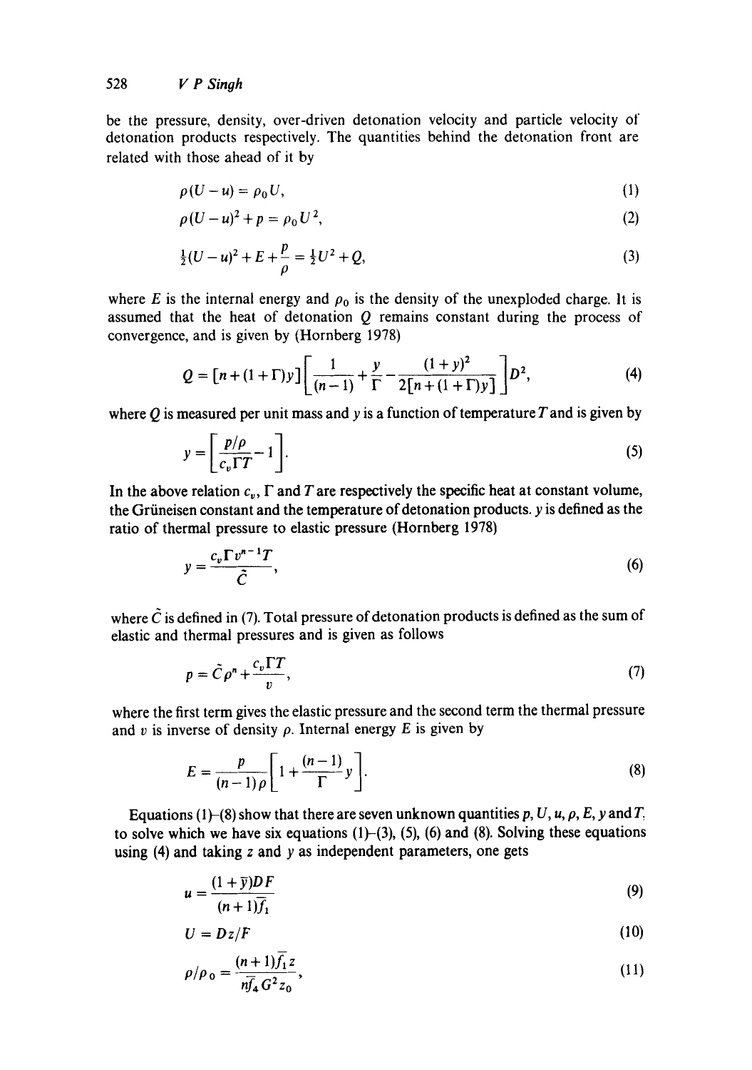be the pressure, density, over-driven detonation velocity and particle velocity of detonation products respectively. The quantities behind the detonation front are related with those ahead of it by

$$\rho(U-u) = \rho_0 U, \tag{1}$$

$$\rho(U-u)^2 + p = \rho_0 U^2, \tag{2}$$

$$\tfrac{1}{2}(U-u)^2 + E + \frac{p}{\rho} = \tfrac{1}{2}U^2 + Q, \tag{3}$$

where $E$ is the internal energy and $\rho_0$ is the density of the unexploded charge. It is assumed that the heat of detonation $Q$ remains constant during the process of convergence, and is given by (Hornberg 1978)

$$Q = [n + (1+\Gamma)y]\left[\frac{1}{(n-1)} + \frac{y}{\Gamma} - \frac{(1+y)^2}{2[n+(1+\Gamma)y]}\right]D^2, \tag{4}$$

where $Q$ is measured per unit mass and $y$ is a function of temperature $T$ and is given by

$$y = \left[\frac{p/\rho}{c_v \Gamma T} - 1\right]. \tag{5}$$

In the above relation $c_v$, $\Gamma$ and $T$ are respectively the specific heat at constant volume, the Grüneisen constant and the temperature of detonation products. $y$ is defined as the ratio of thermal pressure to elastic pressure (Hornberg 1978)

$$y = \frac{c_v \Gamma v^{n-1} T}{\tilde{C}}, \tag{6}$$

where $\tilde{C}$ is defined in (7). Total pressure of detonation products is defined as the sum of elastic and thermal pressures and is given as follows

$$p = \tilde{C}\rho^n + \frac{c_v \Gamma T}{v}, \tag{7}$$

where the first term gives the elastic pressure and the second term the thermal pressure and $v$ is inverse of density $\rho$. Internal energy $E$ is given by

$$E = \frac{p}{(n-1)\rho}\left[1 + \frac{(n-1)}{\Gamma}y\right]. \tag{8}$$

Equations (1)–(8) show that there are seven unknown quantities $p, U, u, \rho, E, y$ and $T$, to solve which we have six equations (1)–(3), (5), (6) and (8). Solving these equations using (4) and taking $z$ and $y$ as independent parameters, one gets

$$u = \frac{(1+\bar{y})DF}{(n+1)\bar{f}_1} \tag{9}$$

$$U = Dz/F \tag{10}$$

$$\rho/\rho_0 = \frac{(n+1)\bar{f}_1 z}{n\bar{f}_4 G^2 z_0}, \tag{11}$$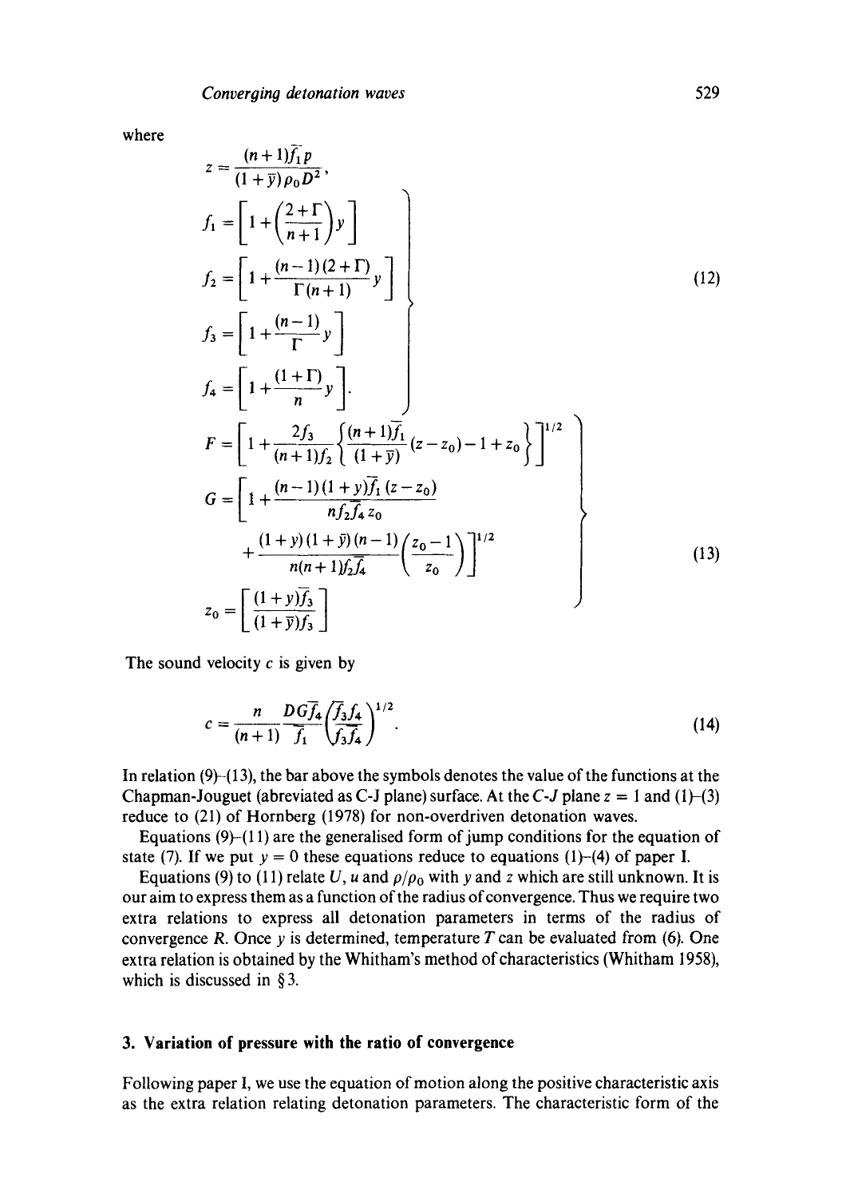where

$$z = \frac{(n+1)\bar{f}_1 p}{(1+\bar{y})\rho_0 D^2},$$

$$\left.\begin{aligned}
f_1 &= \left[1 + \left(\frac{2+\Gamma}{n+1}\right) y\right] \\
f_2 &= \left[1 + \frac{(n-1)(2+\Gamma)}{\Gamma(n+1)} y\right] \\
f_3 &= \left[1 + \frac{(n-1)}{\Gamma} y\right] \\
f_4 &= \left[1 + \frac{(1+\Gamma)}{n} y\right].
\end{aligned}\right\} \tag{12}$$

$$\left.\begin{aligned}
F &= \left[1 + \frac{2f_3}{(n+1)f_2}\left\{\frac{(n+1)\bar{f}_1}{(1+\bar{y})}(z - z_0) - 1 + z_0\right\}\right]^{1/2} \\
G &= \left[1 + \frac{(n-1)(1+y)\bar{f}_1 (z - z_0)}{n f_2 \bar{f}_4 z_0} \right. \\
&\quad \left. + \frac{(1+y)(1+\bar{y})(n-1)}{n(n+1)f_2 \bar{f}_4}\left(\frac{z_0 - 1}{z_0}\right)\right]^{1/2} \\
z_0 &= \left[\frac{(1+y)\bar{f}_3}{(1+\bar{y})f_3}\right]
\end{aligned}\right\} \tag{13}$$

The sound velocity $c$ is given by

$$c = \frac{n}{(n+1)} \frac{DG\bar{f}_4}{\bar{f}_1}\left(\frac{\bar{f}_3 f_4}{f_3 \bar{f}_4}\right)^{1/2}. \tag{14}$$

In relation (9)–(13), the bar above the symbols denotes the value of the functions at the Chapman-Jouguet (abbreviated as C-J plane) surface. At the *C-J* plane $z = 1$ and (1)–(3) reduce to (21) of Hornberg (1978) for non-overdriven detonation waves.

Equations (9)–(11) are the generalised form of jump conditions for the equation of state (7). If we put $y = 0$ these equations reduce to equations (1)–(4) of paper I.

Equations (9) to (11) relate $U$, $u$ and $\rho/\rho_0$ with $y$ and $z$ which are still unknown. It is our aim to express them as a function of the radius of convergence. Thus we require two extra relations to express all detonation parameters in terms of the radius of convergence $R$. Once $y$ is determined, temperature $T$ can be evaluated from (6). One extra relation is obtained by the Whitham's method of characteristics (Whitham 1958), which is discussed in § 3.

## 3. Variation of pressure with the ratio of convergence

Following paper I, we use the equation of motion along the positive characteristic axis as the extra relation relating detonation parameters. The characteristic form of the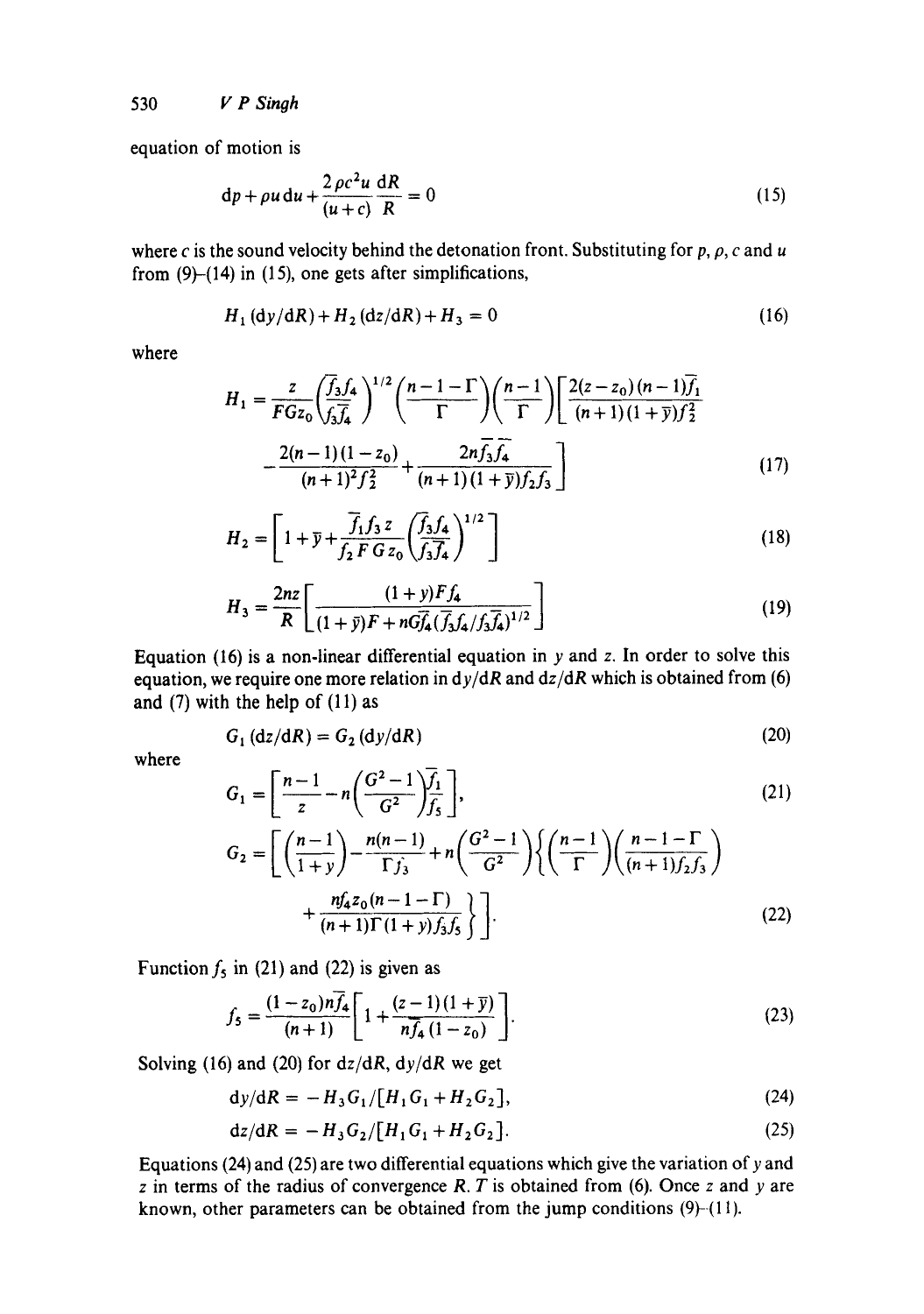equation of motion is

$$dp + \rho u \, du + \frac{2\rho c^2 u}{(u+c)} \frac{dR}{R} = 0 \tag{15}$$

where $c$ is the sound velocity behind the detonation front. Substituting for $p$, $\rho$, $c$ and $u$ from (9)–(14) in (15), one gets after simplifications,

$$H_1 (dy/dR) + H_2 (dz/dR) + H_3 = 0 \tag{16}$$

where

$$H_1 = \frac{z}{FGz_0} \left( \frac{f_3 f_4}{\bar{f}_3 \bar{f}_4} \right)^{1/2} \left( \frac{n-1-\Gamma}{\Gamma} \right) \left( \frac{n-1}{\Gamma} \right) \left[ \frac{2(z-z_0)(n-1)\bar{f}_1}{(n+1)(1+\bar{y}) f_2^2} - \frac{2(n-1)(1-z_0)}{(n+1)^2 f_2^2} + \frac{2n\bar{f}_3 \bar{f}_4}{(n+1)(1+\bar{y}) f_2 f_3} \right] \tag{17}$$

$$H_2 = \left[ 1 + \bar{y} + \frac{\bar{f}_1 f_3 z}{f_2 F G z_0} \left( \frac{f_3 f_4}{\bar{f}_3 \bar{f}_4} \right)^{1/2} \right] \tag{18}$$

$$H_3 = \frac{2nz}{R} \left[ \frac{(1+y) F f_4}{(1+\bar{y}) F + nG\bar{f}_4 (f_3 f_4 / \bar{f}_3 \bar{f}_4)^{1/2}} \right] \tag{19}$$

Equation (16) is a non-linear differential equation in $y$ and $z$. In order to solve this equation, we require one more relation in $dy/dR$ and $dz/dR$ which is obtained from (6) and (7) with the help of (11) as

$$G_1 (dz/dR) = G_2 (dy/dR) \tag{20}$$

where

$$G_1 = \left[ \frac{n-1}{z} - n \left( \frac{G^2 - 1}{G^2} \right) \frac{\bar{f}_1}{f_5} \right], \tag{21}$$

$$G_2 = \left[ \left( \frac{n-1}{1+y} \right) - \frac{n(n-1)}{\Gamma f_3} + n \left( \frac{G^2 - 1}{G^2} \right) \left\{ \left( \frac{n-1}{\Gamma} \right) \left( \frac{n-1-\Gamma}{(n+1) f_2 f_3} \right) + \frac{n f_4 z_0 (n-1-\Gamma)}{(n+1)\Gamma(1+y) f_3 f_5} \right\} \right]. \tag{22}$$

Function $f_5$ in (21) and (22) is given as

$$f_5 = \frac{(1-z_0) n \bar{f}_4}{(n+1)} \left[ 1 + \frac{(z-1)(1+\bar{y})}{n\bar{f}_4 (1-z_0)} \right]. \tag{23}$$

Solving (16) and (20) for $dz/dR$, $dy/dR$ we get

$$dy/dR = -H_3 G_1 / [H_1 G_1 + H_2 G_2], \tag{24}$$

$$dz/dR = -H_3 G_2 / [H_1 G_1 + H_2 G_2]. \tag{25}$$

Equations (24) and (25) are two differential equations which give the variation of $y$ and $z$ in terms of the radius of convergence $R$. $T$ is obtained from (6). Once $z$ and $y$ are known, other parameters can be obtained from the jump conditions (9)–(11).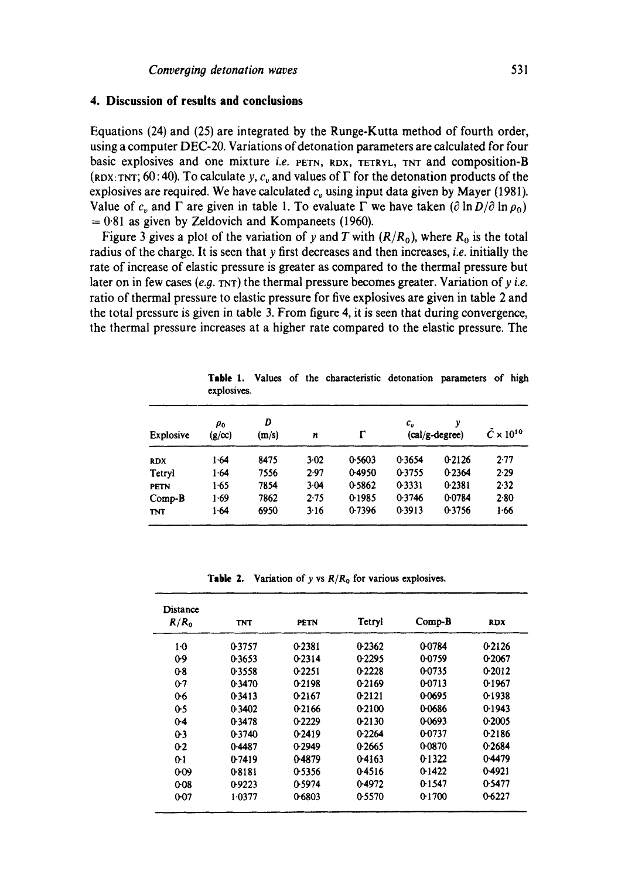## 4. Discussion of results and conclusions

Equations (24) and (25) are integrated by the Runge-Kutta method of fourth order, using a computer DEC-20. Variations of detonation parameters are calculated for four basic explosives and one mixture *i.e.* PETN, RDX, TETRYL, TNT and composition-B (RDX:TNT; 60:40). To calculate $y$, $c_v$ and values of $\Gamma$ for the detonation products of the explosives are required. We have calculated $c_v$ using input data given by Mayer (1981). Value of $c_v$ and $\Gamma$ are given in table 1. To evaluate $\Gamma$ we have taken $(\partial \ln D / \partial \ln \rho_0) = 0.81$ as given by Zeldovich and Kompaneets (1960).

Figure 3 gives a plot of the variation of $y$ and $T$ with $(R/R_0)$, where $R_0$ is the total radius of the charge. It is seen that $y$ first decreases and then increases, *i.e.* initially the rate of increase of elastic pressure is greater as compared to the thermal pressure but later on in few cases (*e.g.* TNT) the thermal pressure becomes greater. Variation of $y$ *i.e.* ratio of thermal pressure to elastic pressure for five explosives are given in table 2 and the total pressure is given in table 3. From figure 4, it is seen that during convergence, the thermal pressure increases at a higher rate compared to the elastic pressure. The

**Table 1.** Values of the characteristic detonation parameters of high explosives.

| Explosive | $\rho_0$ (g/cc) | $D$ (m/s) | $n$ | $\Gamma$ | $c_v$ (cal/g-degree) | $y$ | $\bar{C} \times 10^{10}$ |
|---|---|---|---|---|---|---|---|
| RDX | 1.64 | 8475 | 3.02 | 0.5603 | 0.3654 | 0.2126 | 2.77 |
| Tetryl | 1.64 | 7556 | 2.97 | 0.4950 | 0.3755 | 0.2364 | 2.29 |
| PETN | 1.65 | 7854 | 3.04 | 0.5862 | 0.3331 | 0.2381 | 2.32 |
| Comp-B | 1.69 | 7862 | 2.75 | 0.1985 | 0.3746 | 0.0784 | 2.80 |
| TNT | 1.64 | 6950 | 3.16 | 0.7396 | 0.3913 | 0.3756 | 1.66 |

**Table 2.** Variation of $y$ vs $R/R_0$ for various explosives.

| Distance $R/R_0$ | TNT | PETN | Tetryl | Comp-B | RDX |
|---|---|---|---|---|---|
| 1.0 | 0.3757 | 0.2381 | 0.2362 | 0.0784 | 0.2126 |
| 0.9 | 0.3653 | 0.2314 | 0.2295 | 0.0759 | 0.2067 |
| 0.8 | 0.3558 | 0.2251 | 0.2228 | 0.0735 | 0.2012 |
| 0.7 | 0.3470 | 0.2198 | 0.2169 | 0.0713 | 0.1967 |
| 0.6 | 0.3413 | 0.2167 | 0.2121 | 0.0695 | 0.1938 |
| 0.5 | 0.3402 | 0.2166 | 0.2100 | 0.0686 | 0.1943 |
| 0.4 | 0.3478 | 0.2229 | 0.2130 | 0.0693 | 0.2005 |
| 0.3 | 0.3740 | 0.2419 | 0.2264 | 0.0737 | 0.2186 |
| 0.2 | 0.4487 | 0.2949 | 0.2665 | 0.0870 | 0.2684 |
| 0.1 | 0.7419 | 0.4879 | 0.4163 | 0.1322 | 0.4479 |
| 0.09 | 0.8181 | 0.5356 | 0.4516 | 0.1422 | 0.4921 |
| 0.08 | 0.9223 | 0.5974 | 0.4972 | 0.1547 | 0.5477 |
| 0.07 | 1.0377 | 0.6803 | 0.5570 | 0.1700 | 0.6227 |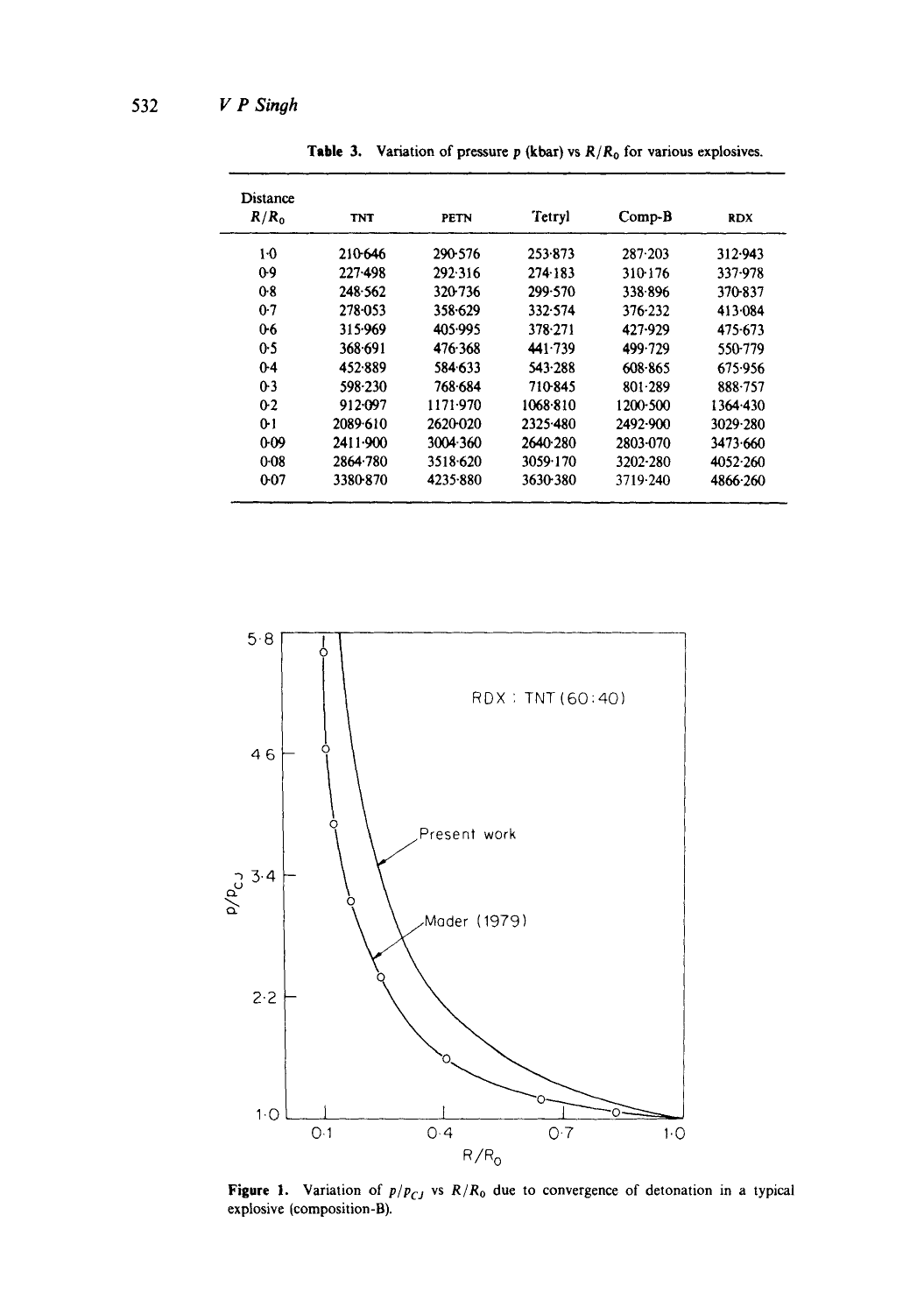**Table 3.** Variation of pressure $p$ (kbar) vs $R/R_0$ for various explosives.

| Distance $R/R_0$ | TNT | PETN | Tetryl | Comp-B | RDX |
|---|---|---|---|---|---|
| 1·0 | 210·646 | 290·576 | 253·873 | 287·203 | 312·943 |
| 0·9 | 227·498 | 292·316 | 274·183 | 310·176 | 337·978 |
| 0·8 | 248·562 | 320·736 | 299·570 | 338·896 | 370·837 |
| 0·7 | 278·053 | 358·629 | 332·574 | 376·232 | 413·084 |
| 0·6 | 315·969 | 405·995 | 378·271 | 427·929 | 475·673 |
| 0·5 | 368·691 | 476·368 | 441·739 | 499·729 | 550·779 |
| 0·4 | 452·889 | 584·633 | 543·288 | 608·865 | 675·956 |
| 0·3 | 598·230 | 768·684 | 710·845 | 801·289 | 888·757 |
| 0·2 | 912·097 | 1171·970 | 1068·810 | 1200·500 | 1364·430 |
| 0·1 | 2089·610 | 2620·020 | 2325·480 | 2492·900 | 3029·280 |
| 0·09 | 2411·900 | 3004·360 | 2640·280 | 2803·070 | 3473·660 |
| 0·08 | 2864·780 | 3518·620 | 3059·170 | 3202·280 | 4052·260 |
| 0·07 | 3380·870 | 4235·880 | 3630·380 | 3719·240 | 4866·260 |

**Figure 1.** Variation of $p/p_{CJ}$ vs $R/R_0$ due to convergence of detonation in a typical explosive (composition-B).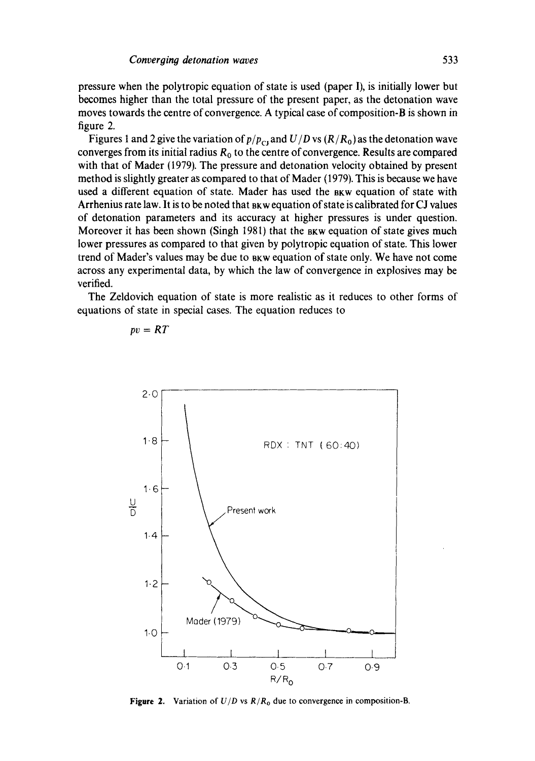pressure when the polytropic equation of state is used (paper I), is initially lower but becomes higher than the total pressure of the present paper, as the detonation wave moves towards the centre of convergence. A typical case of composition-B is shown in figure 2.

Figures 1 and 2 give the variation of $p/p_{CJ}$ and $U/D$ vs $(R/R_0)$ as the detonation wave converges from its initial radius $R_0$ to the centre of convergence. Results are compared with that of Mader (1979). The pressure and detonation velocity obtained by present method is slightly greater as compared to that of Mader (1979). This is because we have used a different equation of state. Mader has used the BKW equation of state with Arrhenius rate law. It is to be noted that BKW equation of state is calibrated for CJ values of detonation parameters and its accuracy at higher pressures is under question. Moreover it has been shown (Singh 1981) that the BKW equation of state gives much lower pressures as compared to that given by polytropic equation of state. This lower trend of Mader's values may be due to BKW equation of state only. We have not come across any experimental data, by which the law of convergence in explosives may be verified.

The Zeldovich equation of state is more realistic as it reduces to other forms of equations of state in special cases. The equation reduces to

$$pv = RT$$

**Figure 2.** Variation of $U/D$ vs $R/R_0$ due to convergence in composition-B.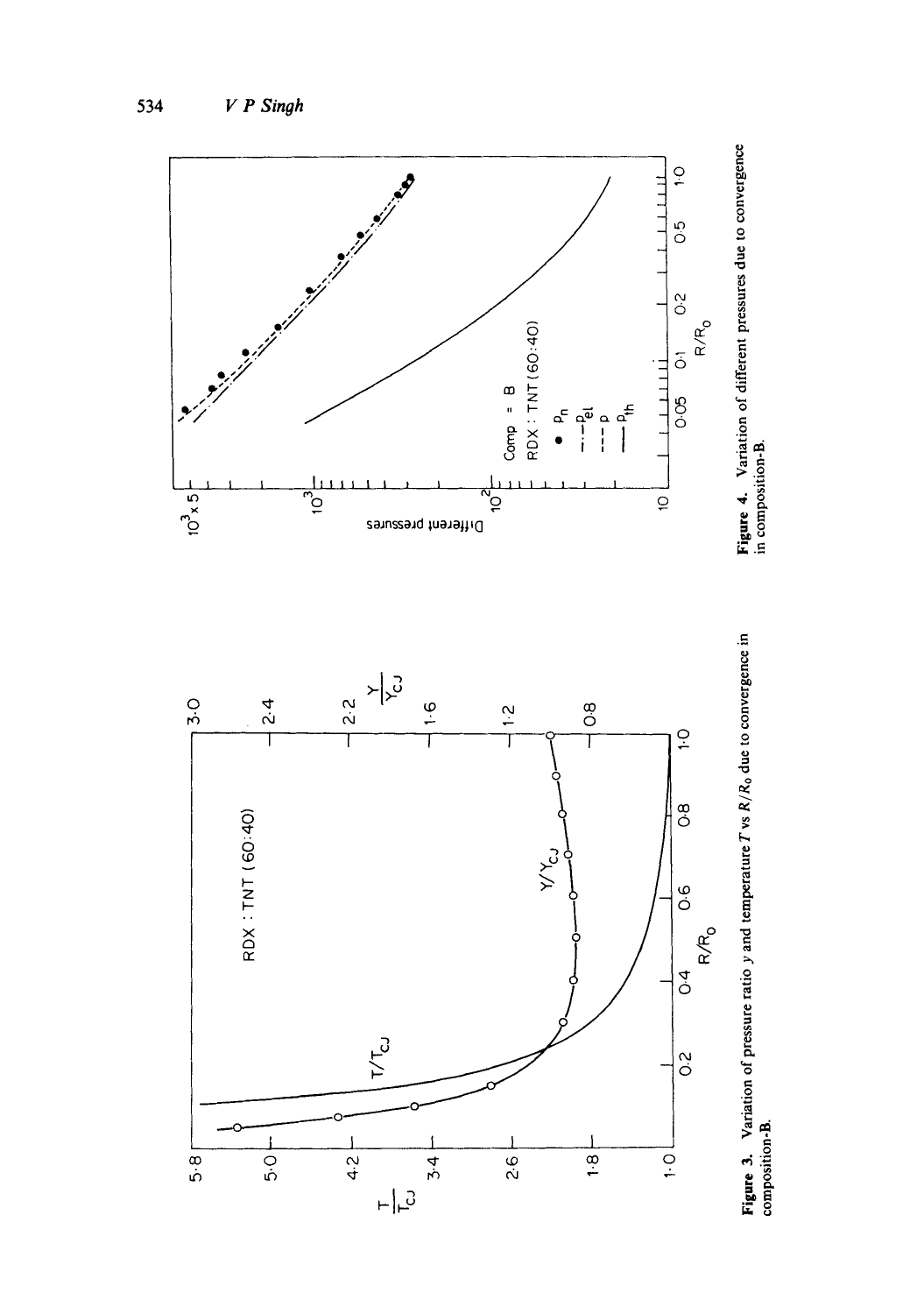**Figure 3.** Variation of pressure ratio $y$ and temperature $T$ vs $R/R_0$ due to convergence in composition-B.

**Figure 4.** Variation of different pressures due to convergence in composition-B.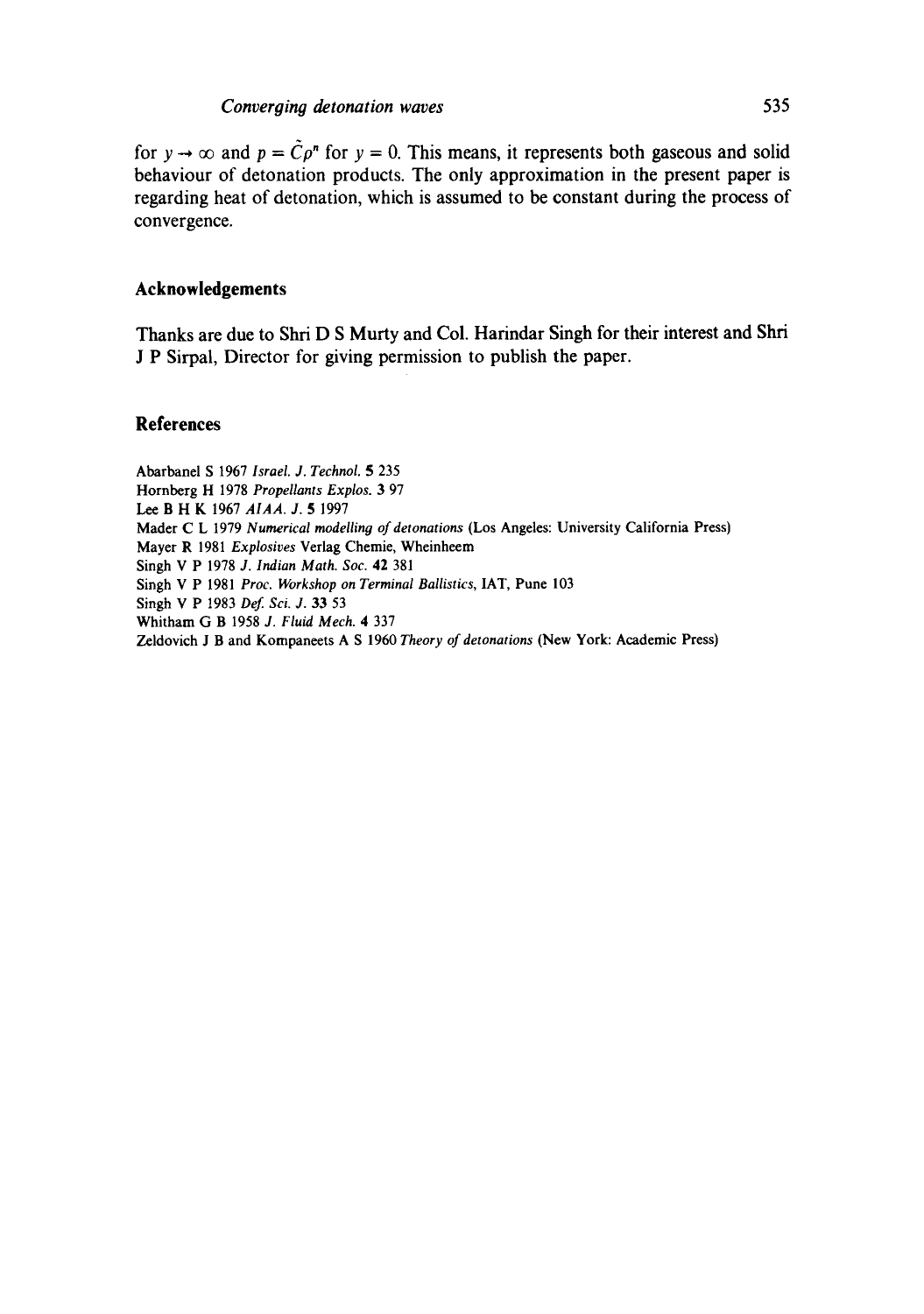for $y \to \infty$ and $p = \tilde{C}\rho^n$ for $y = 0$. This means, it represents both gaseous and solid behaviour of detonation products. The only approximation in the present paper is regarding heat of detonation, which is assumed to be constant during the process of convergence.

## Acknowledgements

Thanks are due to Shri D S Murty and Col. Harindar Singh for their interest and Shri J P Sirpal, Director for giving permission to publish the paper.

## References

Abarbanel S 1967 *Israel. J. Technol.* **5** 235

Hornberg H 1978 *Propellants Explos.* **3** 97

Lee B H K 1967 *AIAA. J.* **5** 1997

Mader C L 1979 *Numerical modelling of detonations* (Los Angeles: University California Press)

Mayer R 1981 *Explosives* Verlag Chemie, Wheinheem

Singh V P 1978 *J. Indian Math. Soc.* **42** 381

Singh V P 1981 *Proc. Workshop on Terminal Ballistics*, IAT, Pune 103

Singh V P 1983 *Def. Sci. J.* **33** 53

Whitham G B 1958 *J. Fluid Mech.* **4** 337

Zeldovich J B and Kompaneets A S 1960 *Theory of detonations* (New York: Academic Press)